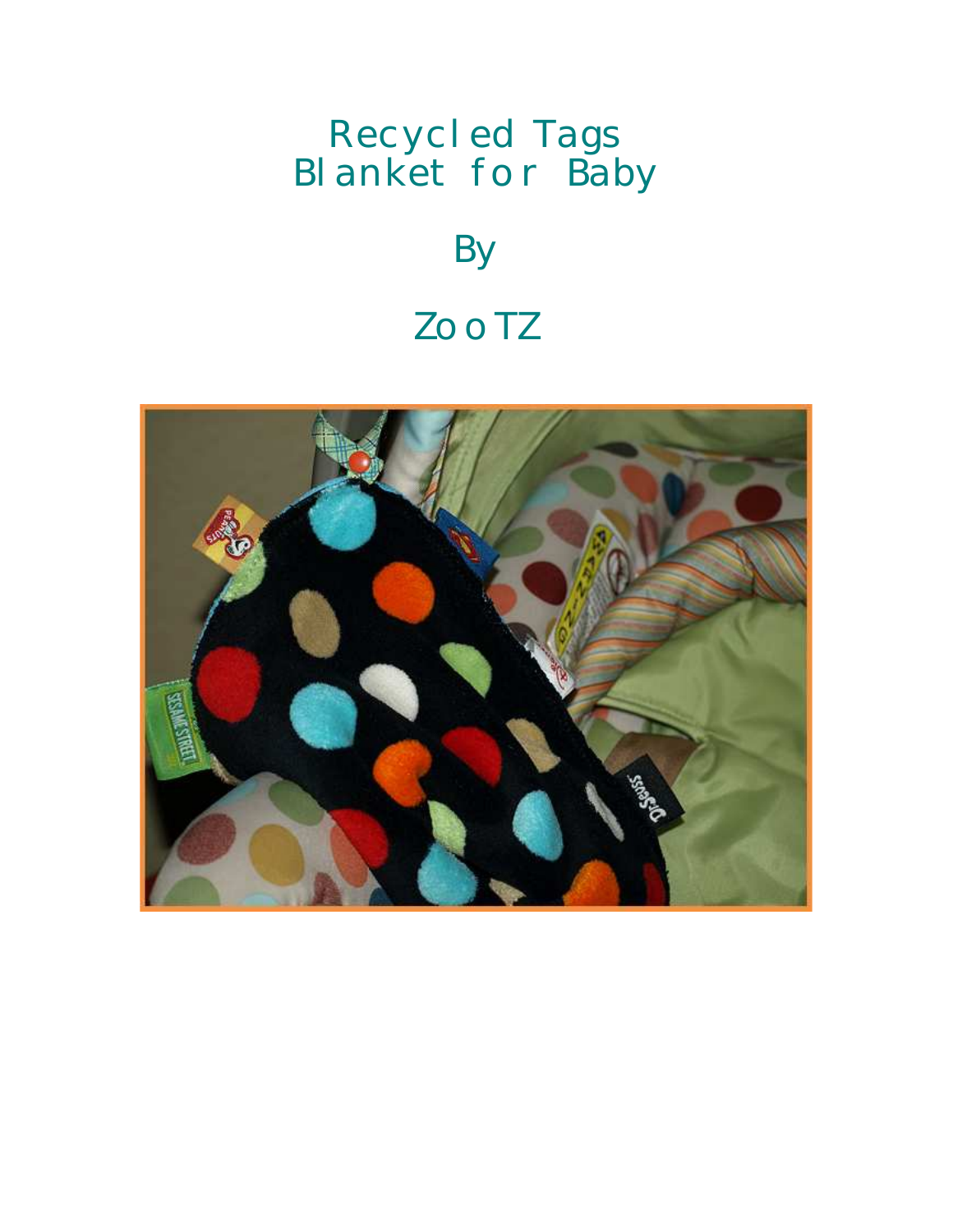# Recycled Tags Blanket for Baby

By

ZooTZ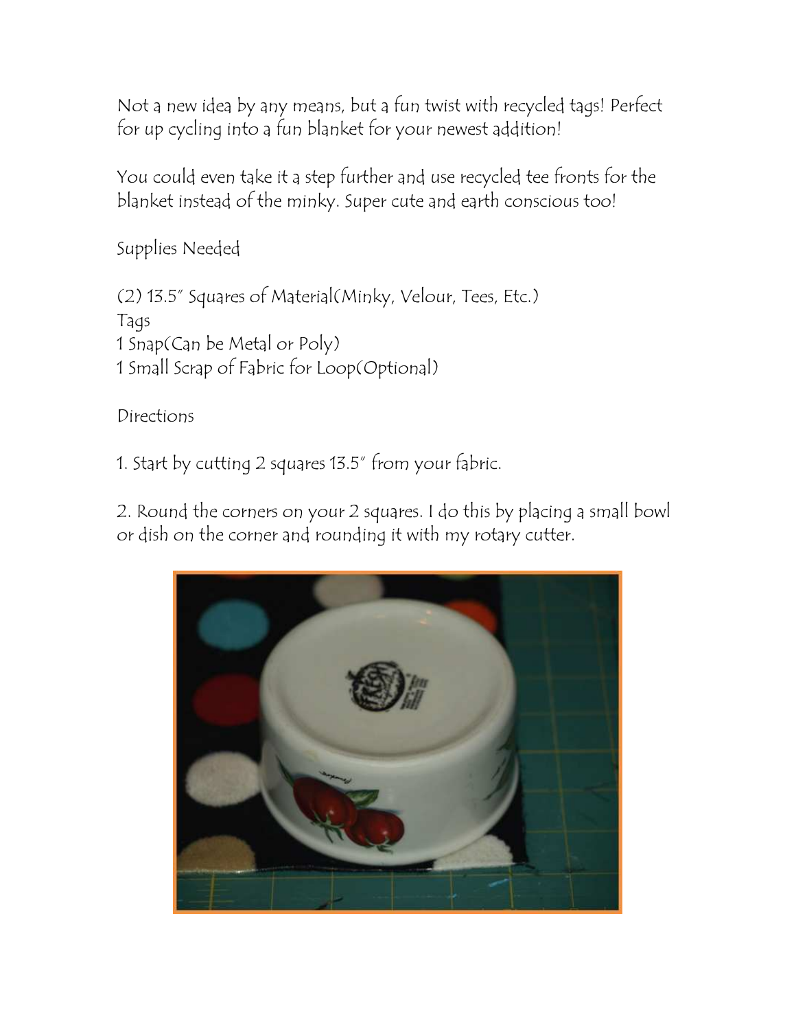Not a new idea by any means, but a fun twist with recycled tags! Perfect for up cycling into a fun blanket for your newest addition!

You could even take it a step further and use recycled tee fronts for the blanket instead of the minky. Super cute and earth conscious too!

Supplies Needed

(2) 13.5" Squares of Material(Minky, Velour, Tees, Etc.)
Tags
1 Snap(Can be Metal or Poly)
1 Small Scrap of Fabric for Loop(Optional)

Directions

1. Start by cutting 2 squares 13.5" from your fabric.

2. Round the corners on your 2 squares. I do this by placing a small bowl or dish on the corner and rounding it with my rotary cutter.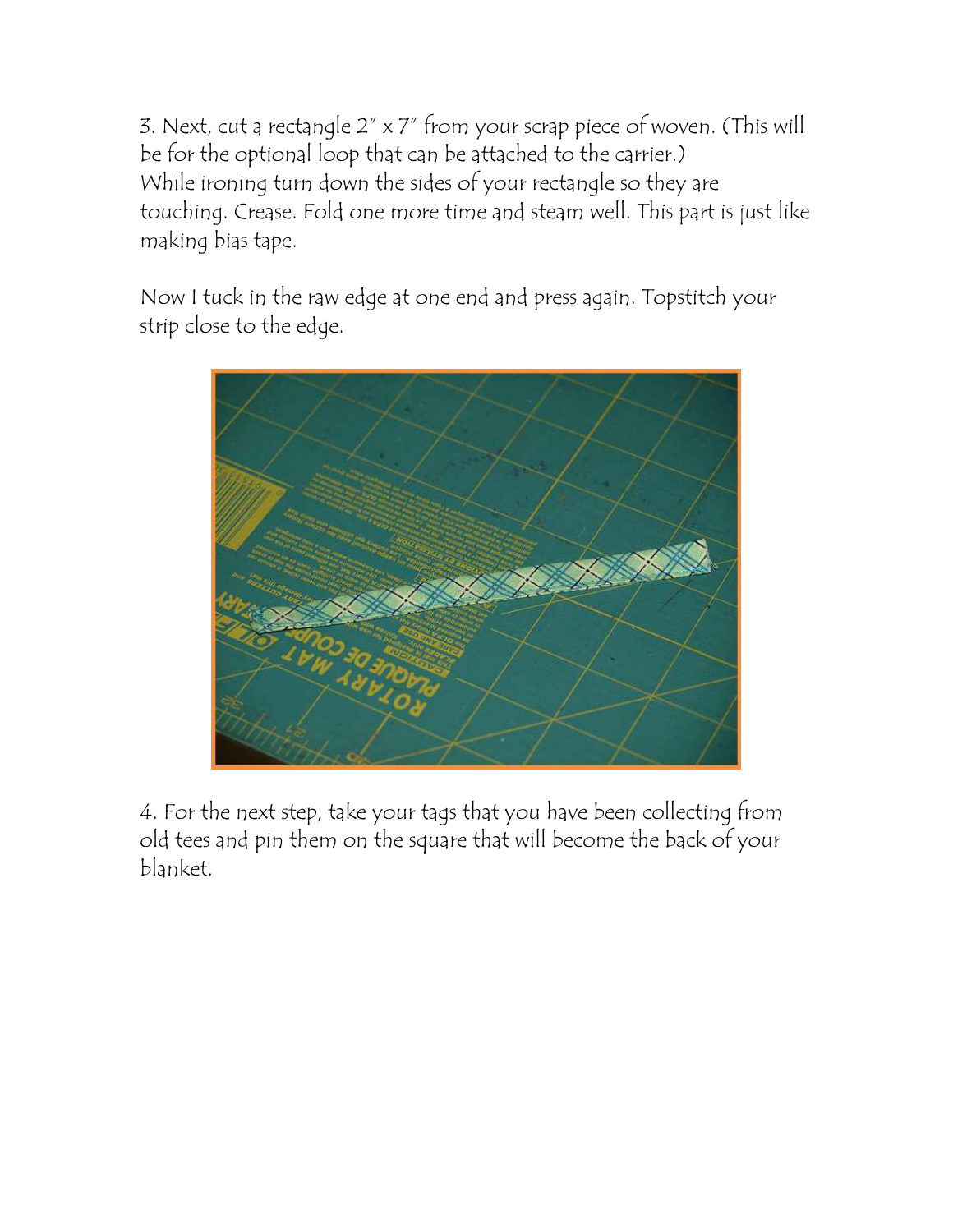3. Next, cut a rectangle 2" x 7" from your scrap piece of woven. (This will be for the optional loop that can be attached to the carrier.)
While ironing turn down the sides of your rectangle so they are touching. Crease. Fold one more time and steam well. This part is just like making bias tape.

Now I tuck in the raw edge at one end and press again. Topstitch your strip close to the edge.

4. For the next step, take your tags that you have been collecting from old tees and pin them on the square that will become the back of your blanket.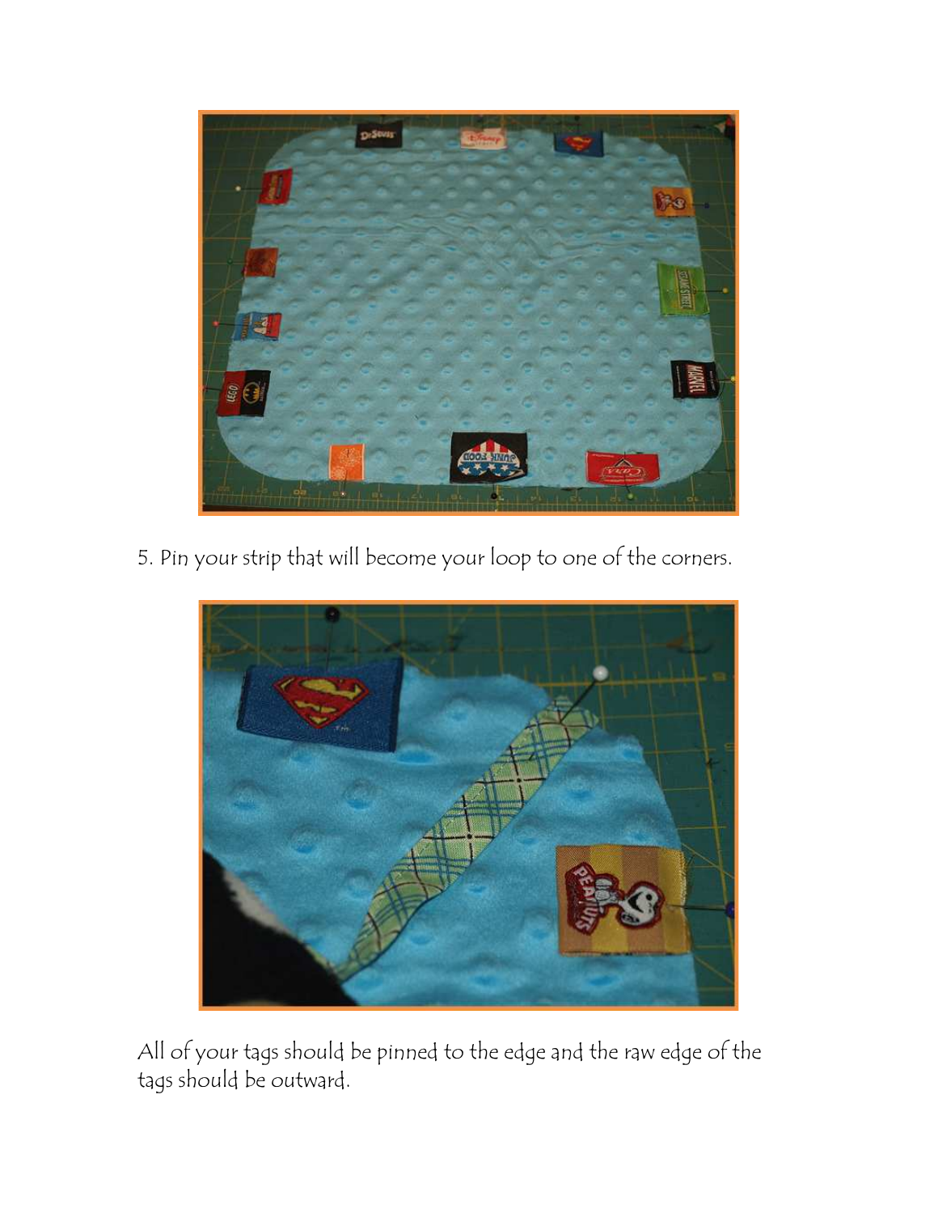5. Pin your strip that will become your loop to one of the corners.

All of your tags should be pinned to the edge and the raw edge of the tags should be outward.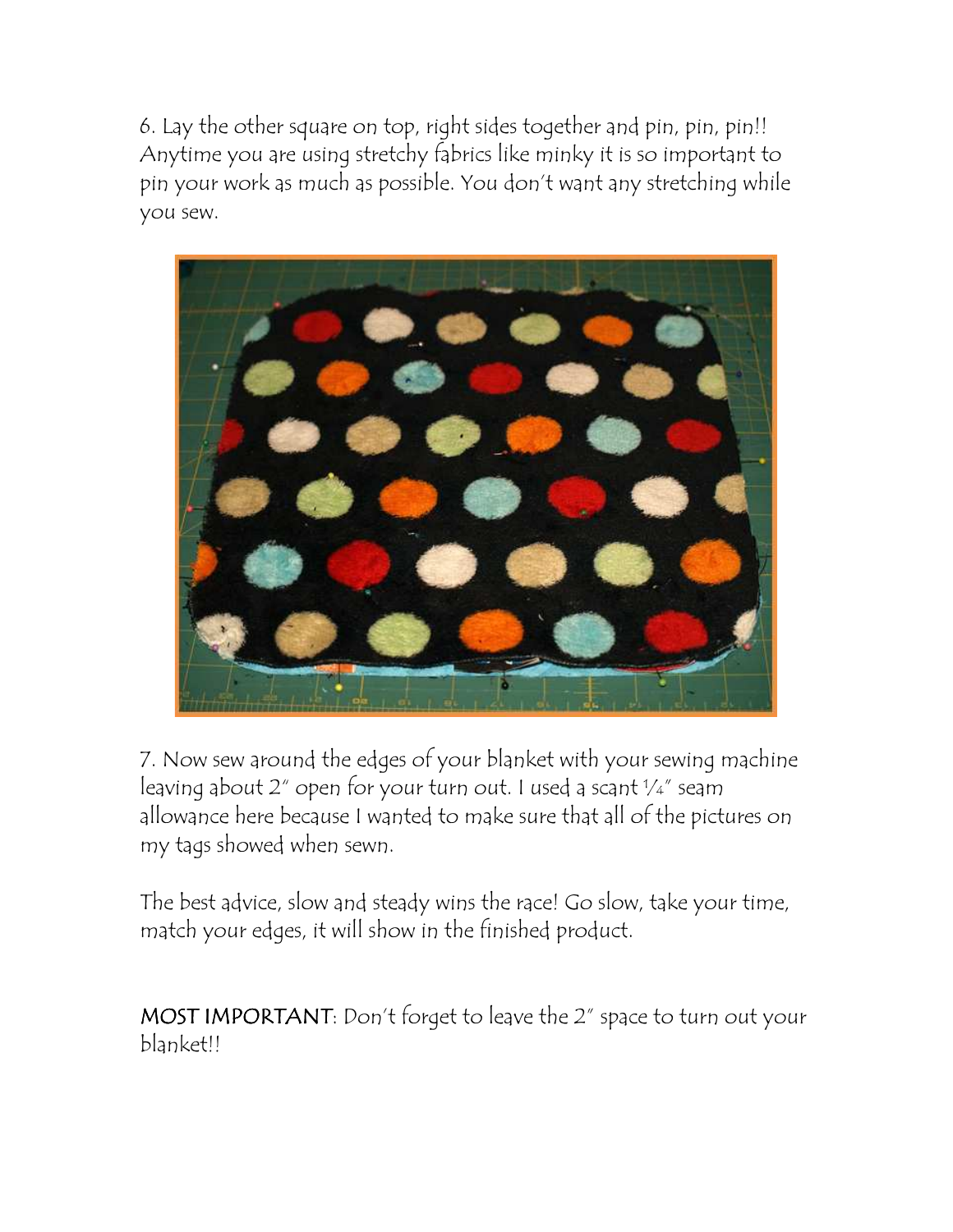6. Lay the other square on top, right sides together and pin, pin, pin!! Anytime you are using stretchy fabrics like minky it is so important to pin your work as much as possible. You don't want any stretching while you sew.

7. Now sew around the edges of your blanket with your sewing machine leaving about 2" open for your turn out. I used a scant ¼" seam allowance here because I wanted to make sure that all of the pictures on my tags showed when sewn.

The best advice, slow and steady wins the race! Go slow, take your time, match your edges, it will show in the finished product.

MOST IMPORTANT: Don't forget to leave the 2" space to turn out your blanket!!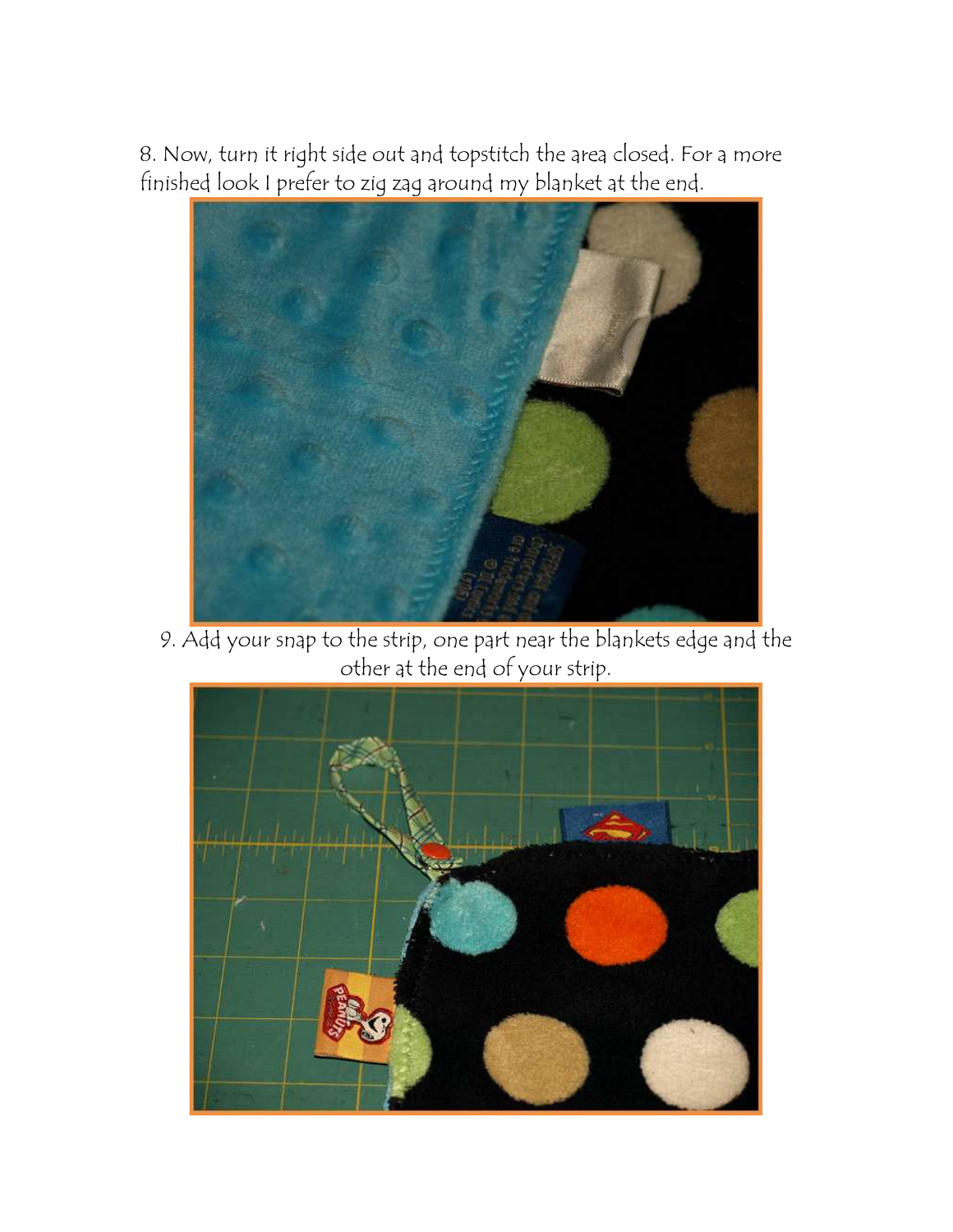8. Now, turn it right side out and topstitch the area closed. For a more finished look I prefer to zig zag around my blanket at the end.

9. Add your snap to the strip, one part near the blankets edge and the other at the end of your strip.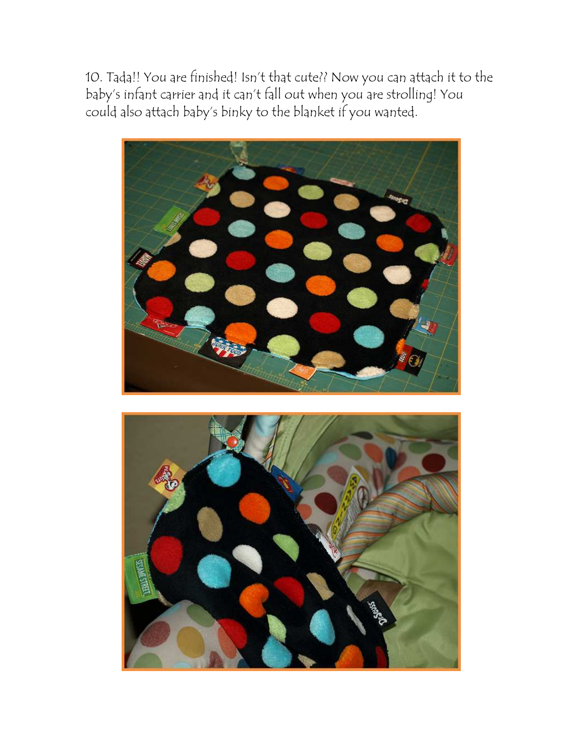10. Tada!! You are finished! Isn't that cute?? Now you can attach it to the baby's infant carrier and it can't fall out when you are strolling! You could also attach baby's binky to the blanket if you wanted.